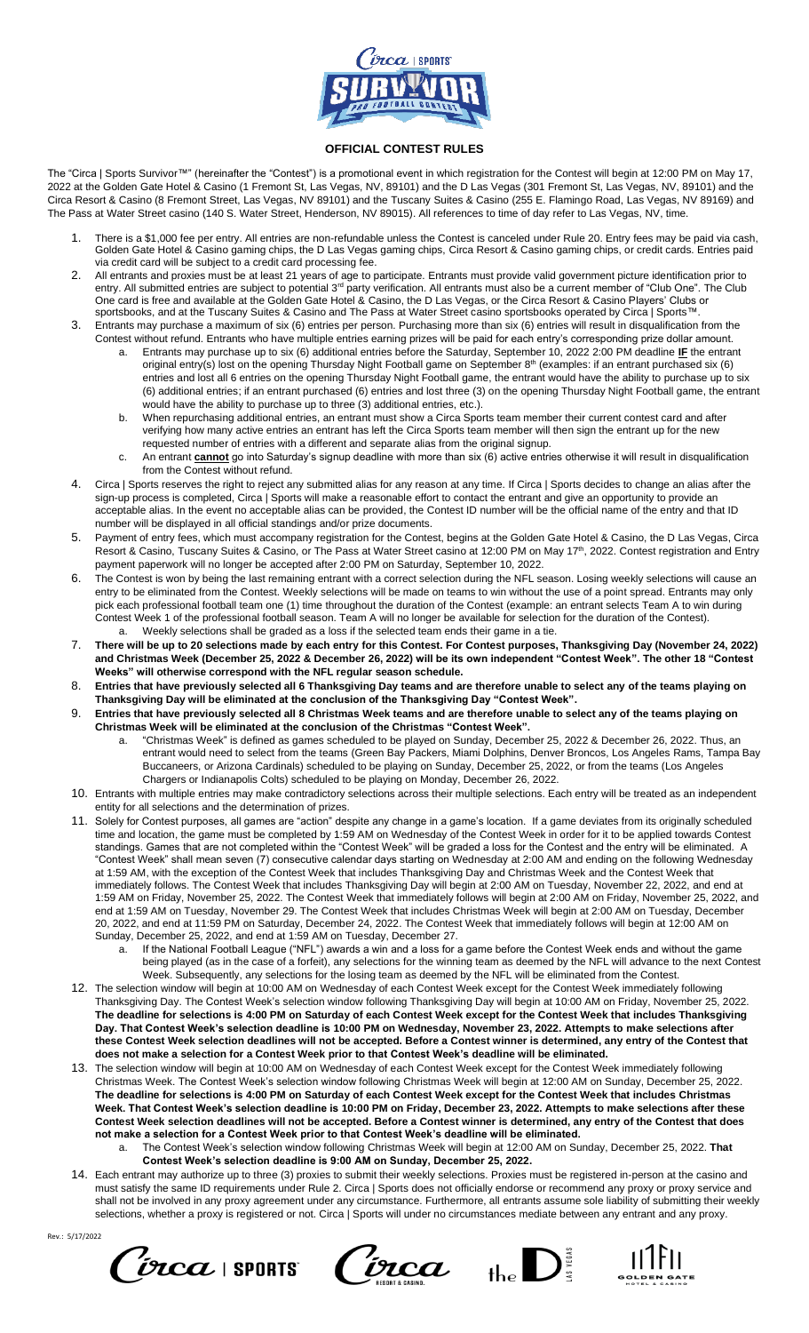# OFFICIAL CONTEST RULES

The "Circa | Sports Survivor™" (hereinafter the "Contest") is a promotional event in which registration for the Contest will begin at 12:00 PM on May 17, 2022 at the Golden Gate Hotel & Casino (1 Fremont St, Las Vegas, NV, 89101) and the D Las Vegas (301 Fremont St, Las Vegas, NV, 89101) and the Circa Resort & Casino (8 Fremont Street, Las Vegas, NV 89101) and the Tuscany Suites & Casino (255 E. Flamingo Road, Las Vegas, NV 89169) and The Pass at Water Street casino (140 S. Water Street, Henderson, NV 89015). All references to time of day refer to Las Vegas, NV, time.

1. There is a $1,000 fee per entry. All entries are non-refundable unless the Contest is canceled under Rule 20. Entry fees may be paid via cash, Golden Gate Hotel & Casino gaming chips, the D Las Vegas gaming chips, Circa Resort & Casino gaming chips, or credit cards. Entries paid via credit card will be subject to a credit card processing fee.
2. All entrants and proxies must be at least 21 years of age to participate. Entrants must provide valid government picture identification prior to entry. All submitted entries are subject to potential 3rd party verification. All entrants must also be a current member of "Club One". The Club One card is free and available at the Golden Gate Hotel & Casino, the D Las Vegas, or the Circa Resort & Casino Players' Clubs or sportsbooks, and at the Tuscany Suites & Casino and The Pass at Water Street casino sportsbooks operated by Circa | Sports™.
3. Entrants may purchase a maximum of six (6) entries per person. Purchasing more than six (6) entries will result in disqualification from the Contest without refund. Entrants who have multiple entries earning prizes will be paid for each entry's corresponding prize dollar amount.
   a. Entrants may purchase up to six (6) additional entries before the Saturday, September 10, 2022 2:00 PM deadline **IF** the entrant original entry(s) lost on the opening Thursday Night Football game on September 8th (examples: if an entrant purchased six (6) entries and lost all 6 entries on the opening Thursday Night Football game, the entrant would have the ability to purchase up to six (6) additional entries; if an entrant purchased (6) entries and lost three (3) on the opening Thursday Night Football game, the entrant would have the ability to purchase up to three (3) additional entries, etc.).
   b. When repurchasing additional entries, an entrant must show a Circa Sports team member their current contest card and after verifying how many active entries an entrant has left the Circa Sports team member will then sign the entrant up for the new requested number of entries with a different and separate alias from the original signup.
   c. An entrant **cannot** go into Saturday's signup deadline with more than six (6) active entries otherwise it will result in disqualification from the Contest without refund.
4. Circa | Sports reserves the right to reject any submitted alias for any reason at any time. If Circa | Sports decides to change an alias after the sign-up process is completed, Circa | Sports will make a reasonable effort to contact the entrant and give an opportunity to provide an acceptable alias. In the event no acceptable alias can be provided, the Contest ID number will be the official name of the entry and that ID number will be displayed in all official standings and/or prize documents.
5. Payment of entry fees, which must accompany registration for the Contest, begins at the Golden Gate Hotel & Casino, the D Las Vegas, Circa Resort & Casino, Tuscany Suites & Casino, or The Pass at Water Street casino at 12:00 PM on May 17th, 2022. Contest registration and Entry payment paperwork will no longer be accepted after 2:00 PM on Saturday, September 10, 2022.
6. The Contest is won by being the last remaining entrant with a correct selection during the NFL season. Losing weekly selections will cause an entry to be eliminated from the Contest. Weekly selections will be made on teams to win without the use of a point spread. Entrants may only pick each professional football team one (1) time throughout the duration of the Contest (example: an entrant selects Team A to win during Contest Week 1 of the professional football season. Team A will no longer be available for selection for the duration of the Contest).
   a. Weekly selections shall be graded as a loss if the selected team ends their game in a tie.
7. **There will be up to 20 selections made by each entry for this Contest. For Contest purposes, Thanksgiving Day (November 24, 2022) and Christmas Week (December 25, 2022 & December 26, 2022) will be its own independent "Contest Week". The other 18 "Contest Weeks" will otherwise correspond with the NFL regular season schedule.**
8. **Entries that have previously selected all 6 Thanksgiving Day teams and are therefore unable to select any of the teams playing on Thanksgiving Day will be eliminated at the conclusion of the Thanksgiving Day "Contest Week".**
9. **Entries that have previously selected all 8 Christmas Week teams and are therefore unable to select any of the teams playing on Christmas Week will be eliminated at the conclusion of the Christmas "Contest Week".**
   a. "Christmas Week" is defined as games scheduled to be played on Sunday, December 25, 2022 & December 26, 2022. Thus, an entrant would need to select from the teams (Green Bay Packers, Miami Dolphins, Denver Broncos, Los Angeles Rams, Tampa Bay Buccaneers, or Arizona Cardinals) scheduled to be playing on Sunday, December 25, 2022, or from the teams (Los Angeles Chargers or Indianapolis Colts) scheduled to be playing on Monday, December 26, 2022.
10. Entrants with multiple entries may make contradictory selections across their multiple selections. Each entry will be treated as an independent entity for all selections and the determination of prizes.
11. Solely for Contest purposes, all games are "action" despite any change in a game's location. If a game deviates from its originally scheduled time and location, the game must be completed by 1:59 AM on Wednesday of the Contest Week in order for it to be applied towards Contest standings. Games that are not completed within the "Contest Week" will be graded a loss for the Contest and the entry will be eliminated. A "Contest Week" shall mean seven (7) consecutive calendar days starting on Wednesday at 2:00 AM and ending on the following Wednesday at 1:59 AM, with the exception of the Contest Week that includes Thanksgiving Day and Christmas Week and the Contest Week that immediately follows. The Contest Week that includes Thanksgiving Day will begin at 2:00 AM on Tuesday, November 22, 2022, and end at 1:59 AM on Friday, November 25, 2022. The Contest Week that immediately follows will begin at 2:00 AM on Friday, November 25, 2022, and end at 1:59 AM on Tuesday, November 29. The Contest Week that includes Christmas Week will begin at 2:00 AM on Tuesday, December 20, 2022, and end at 11:59 PM on Saturday, December 24, 2022. The Contest Week that immediately follows will begin at 12:00 AM on Sunday, December 25, 2022, and end at 1:59 AM on Tuesday, December 27.
    a. If the National Football League ("NFL") awards a win and a loss for a game before the Contest Week ends and without the game being played (as in the case of a forfeit), any selections for the winning team as deemed by the NFL will advance to the next Contest Week. Subsequently, any selections for the losing team as deemed by the NFL will be eliminated from the Contest.
12. The selection window will begin at 10:00 AM on Wednesday of each Contest Week except for the Contest Week immediately following Thanksgiving Day. The Contest Week's selection window following Thanksgiving Day will begin at 10:00 AM on Friday, November 25, 2022. **The deadline for selections is 4:00 PM on Saturday of each Contest Week except for the Contest Week that includes Thanksgiving Day. That Contest Week's selection deadline is 10:00 PM on Wednesday, November 23, 2022. Attempts to make selections after these Contest Week selection deadlines will not be accepted. Before a Contest winner is determined, any entry of the Contest that does not make a selection for a Contest Week prior to that Contest Week's deadline will be eliminated.**
13. The selection window will begin at 10:00 AM on Wednesday of each Contest Week except for the Contest Week immediately following Christmas Week. The Contest Week's selection window following Christmas Week will begin at 12:00 AM on Sunday, December 25, 2022. **The deadline for selections is 4:00 PM on Saturday of each Contest Week except for the Contest Week that includes Christmas Week. That Contest Week's selection deadline is 10:00 PM on Friday, December 23, 2022. Attempts to make selections after these Contest Week selection deadlines will not be accepted. Before a Contest winner is determined, any entry of the Contest that does not make a selection for a Contest Week prior to that Contest Week's deadline will be eliminated.**
    a. The Contest Week's selection window following Christmas Week will begin at 12:00 AM on Sunday, December 25, 2022. **That Contest Week's selection deadline is 9:00 AM on Sunday, December 25, 2022.**
14. Each entrant may authorize up to three (3) proxies to submit their weekly selections. Proxies must be registered in-person at the casino and must satisfy the same ID requirements under Rule 2. Circa | Sports does not officially endorse or recommend any proxy or proxy service and shall not be involved in any proxy agreement under any circumstance. Furthermore, all entrants assume sole liability of submitting their weekly selections, whether a proxy is registered or not. Circa | Sports will under no circumstances mediate between any entrant and any proxy.

Rev.: 5/17/2022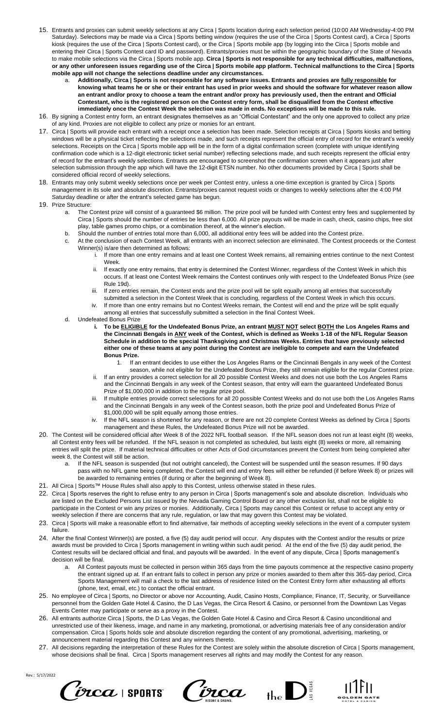15. Entrants and proxies can submit weekly selections at any Circa | Sports location during each selection period (10:00 AM Wednesday-4:00 PM Saturday). Selections may be made via a Circa | Sports betting window (requires the use of the Circa | Sports Contest card), a Circa | Sports kiosk (requires the use of the Circa | Sports Contest card), or the Circa | Sports mobile app (by logging into the Circa | Sports mobile and entering their Circa | Sports Contest card ID and password). Entrants/proxies must be within the geographic boundary of the State of Nevada to make mobile selections via the Circa | Sports mobile app. **Circa | Sports is not responsible for any technical difficulties, malfunctions, or any other unforeseen issues regarding use of the Circa | Sports mobile app platform. Technical malfunctions to the Circa | Sports mobile app will not change the selections deadline under any circumstances.**
    a. **Additionally, Circa | Sports is not responsible for any software issues. Entrants and proxies are <u>fully responsible</u> for knowing what teams he or she or their entrant has used in prior weeks and should the software for whatever reason allow an entrant and/or proxy to choose a team the entrant and/or proxy has previously used, then the entrant and Official Contestant, who is the registered person on the Contest entry form, shall be disqualified from the Contest effective immediately once the Contest Week the selection was made in ends. No exceptions will be made to this rule.**
16. By signing a Contest entry form, an entrant designates themselves as an "Official Contestant" and the only one approved to collect any prize of any kind. Proxies are not eligible to collect any prize or monies for an entrant.
17. Circa | Sports will provide each entrant with a receipt once a selection has been made. Selection receipts at Circa | Sports kiosks and betting windows will be a physical ticket reflecting the selections made, and such receipts represent the official entry of record for the entrant's weekly selections. Receipts on the Circa | Sports mobile app will be in the form of a digital confirmation screen (complete with unique identifying confirmation code which is a 12-digit electronic ticket serial number) reflecting selections made, and such receipts represent the official entry of record for the entrant's weekly selections. Entrants are encouraged to screenshot the confirmation screen when it appears just after selection submission through the app which will have the 12-digit ETSN number. No other documents provided by Circa | Sports shall be considered official record of weekly selections.
18. Entrants may only submit weekly selections once per week per Contest entry, unless a one-time exception is granted by Circa | Sports management in its sole and absolute discretion. Entrants/proxies cannot request voids or changes to weekly selections after the 4:00 PM Saturday deadline or after the entrant's selected game has begun.
19. Prize Structure:
    a. The Contest prize will consist of a guaranteed $6 million. The prize pool will be funded with Contest entry fees and supplemented by Circa | Sports should the number of entries be less than 6,000. All prize payouts will be made in cash, check, casino chips, free slot play, table games promo chips, or a combination thereof, at the winner's election.
    b. Should the number of entries total more than 6,000, all additional entry fees will be added into the Contest prize.
    c. At the conclusion of each Contest Week, all entrants with an incorrect selection are eliminated. The Contest proceeds or the Contest Winner(s) is/are then determined as follows:
        i. If more than one entry remains and at least one Contest Week remains, all remaining entries continue to the next Contest Week.
        ii. If exactly one entry remains, that entry is determined the Contest Winner, regardless of the Contest Week in which this occurs. If at least one Contest Week remains the Contest continues only with respect to the Undefeated Bonus Prize (*see* Rule 19d).
        iii. If zero entries remain, the Contest ends and the prize pool will be split equally among all entries that successfully submitted a selection in the Contest Week that is concluding, regardless of the Contest Week in which this occurs.
        iv. If more than one entry remains but no Contest Weeks remain, the Contest will end and the prize will be split equally among all entries that successfully submitted a selection in the final Contest Week.
    d. Undefeated Bonus Prize
        i. **To be <u>ELIGIBLE</u> for the Undefeated Bonus Prize, an entrant <u>MUST NOT</u> select <u>BOTH</u> the Los Angeles Rams and the Cincinnati Bengals in <u>ANY</u> week of the Contest, which is defined as Weeks 1-18 of the NFL Regular Season Schedule in addition to the special Thanksgiving and Christmas Weeks. Entries that have previously selected either one of these teams at any point during the Contest are ineligible to compete and earn the Undefeated Bonus Prize.**
            1. If an entrant decides to use either the Los Angeles Rams or the Cincinnati Bengals in any week of the Contest season, while not eligible for the Undefeated Bonus Prize, they still remain eligible for the regular Contest prize.
        ii. If an entry provides a correct selection for all 20 possible Contest Weeks and does not use both the Los Angeles Rams and the Cincinnati Bengals in any week of the Contest season, that entry will earn the guaranteed Undefeated Bonus Prize of $1,000,000 in addition to the regular prize pool.
        iii. If multiple entries provide correct selections for all 20 possible Contest Weeks and do not use both the Los Angeles Rams and the Cincinnati Bengals in any week of the Contest season, both the prize pool and Undefeated Bonus Prize of $1,000,000 will be split equally among those entries.
        iv. If the NFL season is shortened for any reason, or there are not 20 complete Contest Weeks as defined by Circa | Sports management and these Rules, the Undefeated Bonus Prize will not be awarded.
20. The Contest will be considered official after Week 8 of the 2022 NFL football season. If the NFL season does not run at least eight (8) weeks, all Contest entry fees will be refunded. If the NFL season is not completed as scheduled, but lasts eight (8) weeks or more, all remaining entries will split the prize. If material technical difficulties or other Acts of God circumstances prevent the Contest from being completed after week 8, the Contest will still be action.
    a. If the NFL season is suspended (but not outright canceled), the Contest will be suspended until the season resumes. If 90 days pass with no NFL game being completed, the Contest will end and entry fees will either be refunded (if before Week 8) or prizes will be awarded to remaining entries (if during or after the beginning of Week 8).
21. All Circa | Sports™ House Rules shall also apply to this Contest, unless otherwise stated in these rules.
22. Circa | Sports reserves the right to refuse entry to any person in Circa | Sports management's sole and absolute discretion. Individuals who are listed on the Excluded Persons List issued by the Nevada Gaming Control Board or any other exclusion list, shall not be eligible to participate in the Contest or win any prizes or monies. Additionally, Circa | Sports may cancel this Contest or refuse to accept any entry or weekly selection if there are concerns that any rule, regulation, or law that may govern this Contest may be violated.
23. Circa | Sports will make a reasonable effort to find alternative, fair methods of accepting weekly selections in the event of a computer system failure.
24. After the final Contest Winner(s) are posted, a five (5) day audit period will occur. Any disputes with the Contest and/or the results or prize awards must be provided to Circa | Sports management in writing within such audit period. At the end of the five (5) day audit period, the Contest results will be declared official and final, and payouts will be awarded. In the event of any dispute, Circa | Sports management's decision will be final.
    a. All Contest payouts must be collected in person within 365 days from the time payouts commence at the respective casino property the entrant signed up at. If an entrant fails to collect in person any prize or monies awarded to them after this 365-day period, Circa Sports Management will mail a check to the last address of residence listed on the Contest Entry form after exhausting all efforts (phone, text, email, etc.) to contact the official entrant.
25. No employee of Circa | Sports, no Director or above nor Accounting, Audit, Casino Hosts, Compliance, Finance, IT, Security, or Surveillance personnel from the Golden Gate Hotel & Casino, the D Las Vegas, the Circa Resort & Casino, or personnel from the Downtown Las Vegas Events Center may participate or serve as a proxy in the Contest.
26. All entrants authorize Circa | Sports, the D Las Vegas, the Golden Gate Hotel & Casino and Circa Resort & Casino unconditional and unrestricted use of their likeness, image, and name in any marketing, promotional, or advertising materials free of any consideration and/or compensation. Circa | Sports holds sole and absolute discretion regarding the content of any promotional, advertising, marketing, or announcement material regarding this Contest and any winners thereto.
27. All decisions regarding the interpretation of these Rules for the Contest are solely within the absolute discretion of Circa | Sports management, whose decisions shall be final. Circa | Sports management reserves all rights and may modify the Contest for any reason.

Rev.: 5/17/2022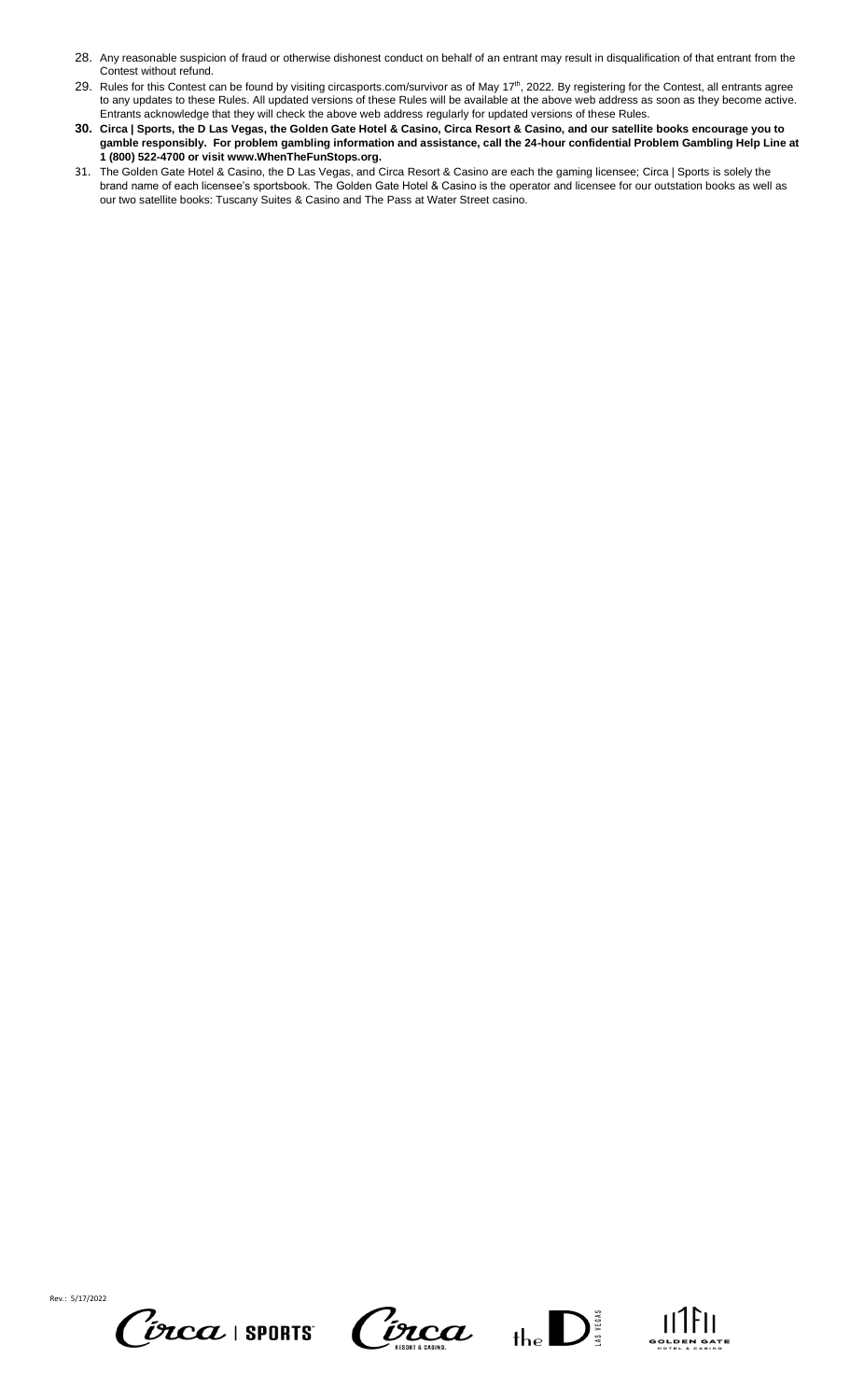28. Any reasonable suspicion of fraud or otherwise dishonest conduct on behalf of an entrant may result in disqualification of that entrant from the Contest without refund.
29. Rules for this Contest can be found by visiting circasports.com/survivor as of May 17th, 2022. By registering for the Contest, all entrants agree to any updates to these Rules. All updated versions of these Rules will be available at the above web address as soon as they become active. Entrants acknowledge that they will check the above web address regularly for updated versions of these Rules.
30. **Circa | Sports, the D Las Vegas, the Golden Gate Hotel & Casino, Circa Resort & Casino, and our satellite books encourage you to gamble responsibly. For problem gambling information and assistance, call the 24-hour confidential Problem Gambling Help Line at 1 (800) 522-4700 or visit www.WhenTheFunStops.org.**
31. The Golden Gate Hotel & Casino, the D Las Vegas, and Circa Resort & Casino are each the gaming licensee; Circa | Sports is solely the brand name of each licensee's sportsbook. The Golden Gate Hotel & Casino is the operator and licensee for our outstation books as well as our two satellite books: Tuscany Suites & Casino and The Pass at Water Street casino.

Rev.: 5/17/2022